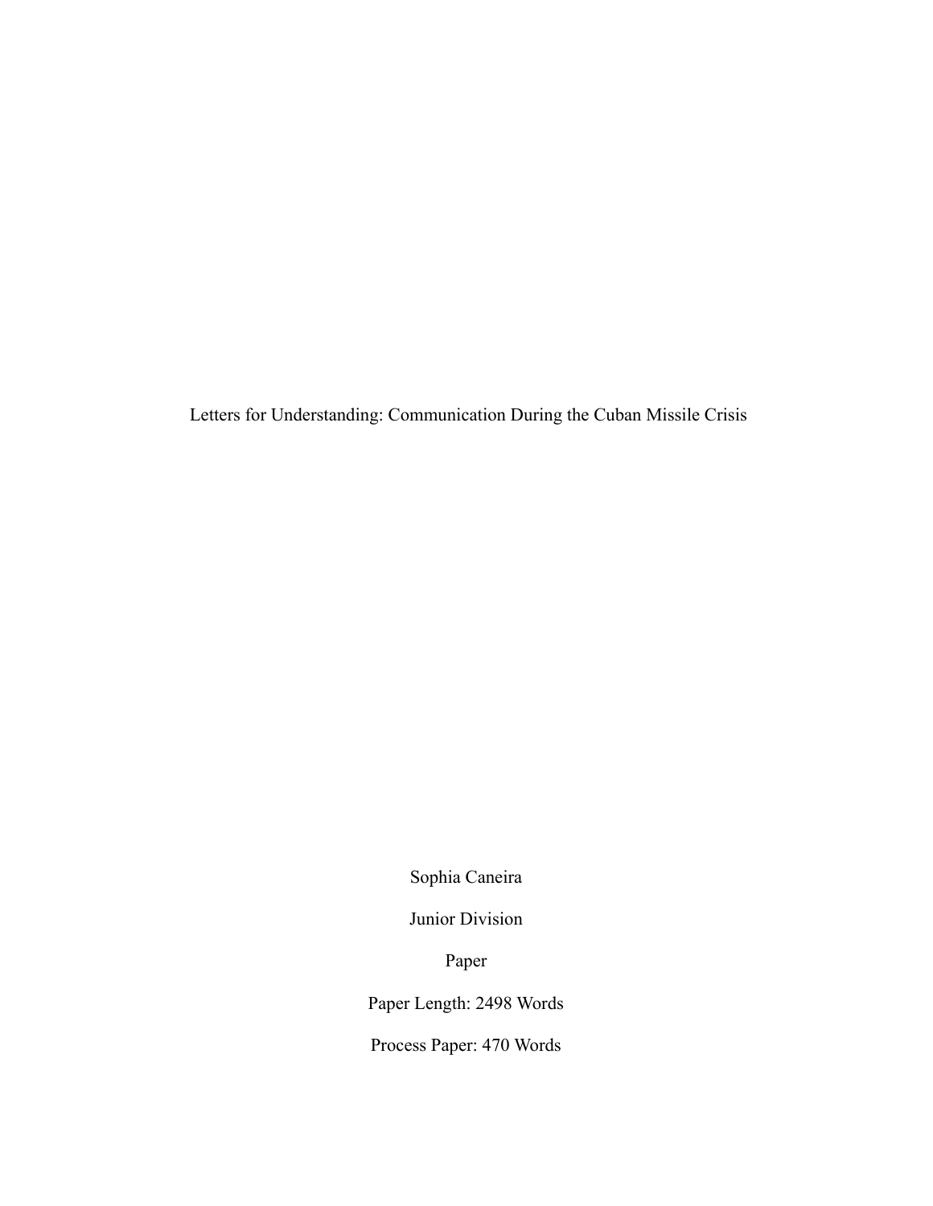# Letters for Understanding: Communication During the Cuban Missile Crisis

Sophia Caneira

Junior Division

Paper

Paper Length: 2498 Words

Process Paper: 470 Words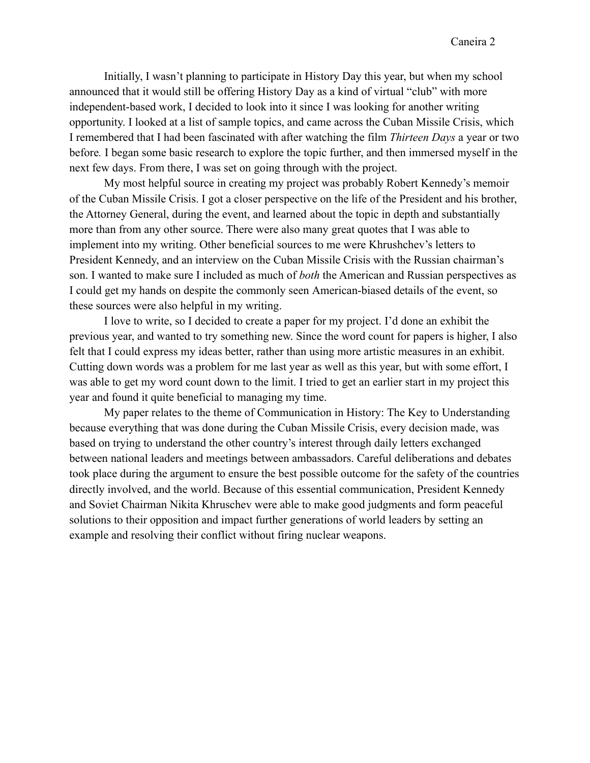Initially, I wasn't planning to participate in History Day this year, but when my school announced that it would still be offering History Day as a kind of virtual "club" with more independent-based work, I decided to look into it since I was looking for another writing opportunity. I looked at a list of sample topics, and came across the Cuban Missile Crisis, which I remembered that I had been fascinated with after watching the film *Thirteen Days* a year or two before. I began some basic research to explore the topic further, and then immersed myself in the next few days. From there, I was set on going through with the project.

My most helpful source in creating my project was probably Robert Kennedy's memoir of the Cuban Missile Crisis. I got a closer perspective on the life of the President and his brother, the Attorney General, during the event, and learned about the topic in depth and substantially more than from any other source. There were also many great quotes that I was able to implement into my writing. Other beneficial sources to me were Khrushchev's letters to President Kennedy, and an interview on the Cuban Missile Crisis with the Russian chairman's son. I wanted to make sure I included as much of *both* the American and Russian perspectives as I could get my hands on despite the commonly seen American-biased details of the event, so these sources were also helpful in my writing.

I love to write, so I decided to create a paper for my project. I'd done an exhibit the previous year, and wanted to try something new. Since the word count for papers is higher, I also felt that I could express my ideas better, rather than using more artistic measures in an exhibit. Cutting down words was a problem for me last year as well as this year, but with some effort, I was able to get my word count down to the limit. I tried to get an earlier start in my project this year and found it quite beneficial to managing my time.

My paper relates to the theme of Communication in History: The Key to Understanding because everything that was done during the Cuban Missile Crisis, every decision made, was based on trying to understand the other country's interest through daily letters exchanged between national leaders and meetings between ambassadors. Careful deliberations and debates took place during the argument to ensure the best possible outcome for the safety of the countries directly involved, and the world. Because of this essential communication, President Kennedy and Soviet Chairman Nikita Khruschev were able to make good judgments and form peaceful solutions to their opposition and impact further generations of world leaders by setting an example and resolving their conflict without firing nuclear weapons.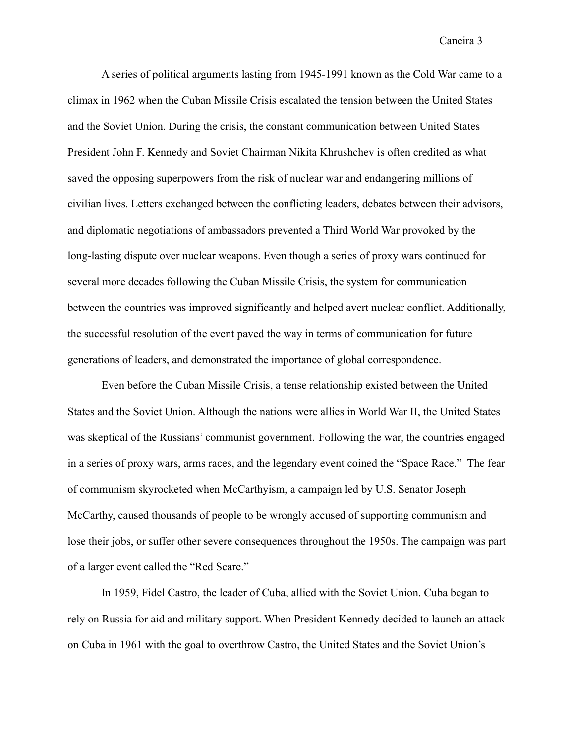A series of political arguments lasting from 1945-1991 known as the Cold War came to a climax in 1962 when the Cuban Missile Crisis escalated the tension between the United States and the Soviet Union. During the crisis, the constant communication between United States President John F. Kennedy and Soviet Chairman Nikita Khrushchev is often credited as what saved the opposing superpowers from the risk of nuclear war and endangering millions of civilian lives. Letters exchanged between the conflicting leaders, debates between their advisors, and diplomatic negotiations of ambassadors prevented a Third World War provoked by the long-lasting dispute over nuclear weapons. Even though a series of proxy wars continued for several more decades following the Cuban Missile Crisis, the system for communication between the countries was improved significantly and helped avert nuclear conflict. Additionally, the successful resolution of the event paved the way in terms of communication for future generations of leaders, and demonstrated the importance of global correspondence.

Even before the Cuban Missile Crisis, a tense relationship existed between the United States and the Soviet Union. Although the nations were allies in World War II, the United States was skeptical of the Russians' communist government. Following the war, the countries engaged in a series of proxy wars, arms races, and the legendary event coined the "Space Race." The fear of communism skyrocketed when McCarthyism, a campaign led by U.S. Senator Joseph McCarthy, caused thousands of people to be wrongly accused of supporting communism and lose their jobs, or suffer other severe consequences throughout the 1950s. The campaign was part of a larger event called the "Red Scare."

In 1959, Fidel Castro, the leader of Cuba, allied with the Soviet Union. Cuba began to rely on Russia for aid and military support. When President Kennedy decided to launch an attack on Cuba in 1961 with the goal to overthrow Castro, the United States and the Soviet Union's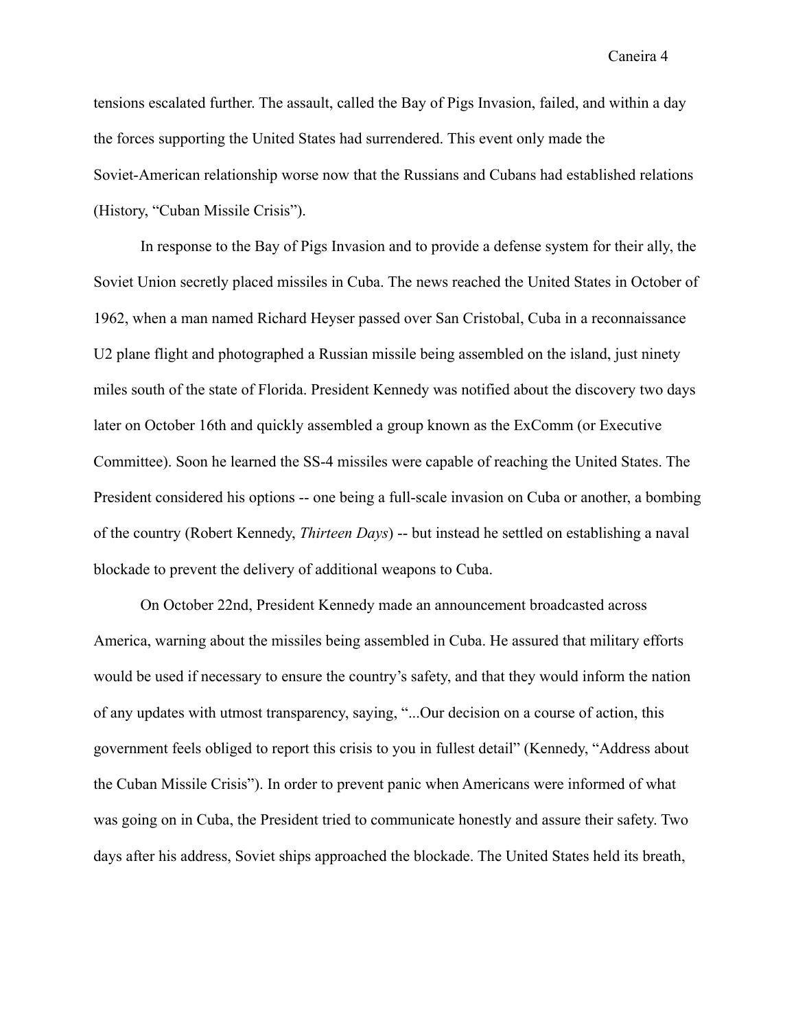tensions escalated further. The assault, called the Bay of Pigs Invasion, failed, and within a day the forces supporting the United States had surrendered. This event only made the Soviet-American relationship worse now that the Russians and Cubans had established relations (History, "Cuban Missile Crisis").

In response to the Bay of Pigs Invasion and to provide a defense system for their ally, the Soviet Union secretly placed missiles in Cuba. The news reached the United States in October of 1962, when a man named Richard Heyser passed over San Cristobal, Cuba in a reconnaissance U2 plane flight and photographed a Russian missile being assembled on the island, just ninety miles south of the state of Florida. President Kennedy was notified about the discovery two days later on October 16th and quickly assembled a group known as the ExComm (or Executive Committee). Soon he learned the SS-4 missiles were capable of reaching the United States. The President considered his options -- one being a full-scale invasion on Cuba or another, a bombing of the country (Robert Kennedy, *Thirteen Days*) -- but instead he settled on establishing a naval blockade to prevent the delivery of additional weapons to Cuba.

On October 22nd, President Kennedy made an announcement broadcasted across America, warning about the missiles being assembled in Cuba. He assured that military efforts would be used if necessary to ensure the country's safety, and that they would inform the nation of any updates with utmost transparency, saying, "...Our decision on a course of action, this government feels obliged to report this crisis to you in fullest detail" (Kennedy, "Address about the Cuban Missile Crisis"). In order to prevent panic when Americans were informed of what was going on in Cuba, the President tried to communicate honestly and assure their safety. Two days after his address, Soviet ships approached the blockade. The United States held its breath,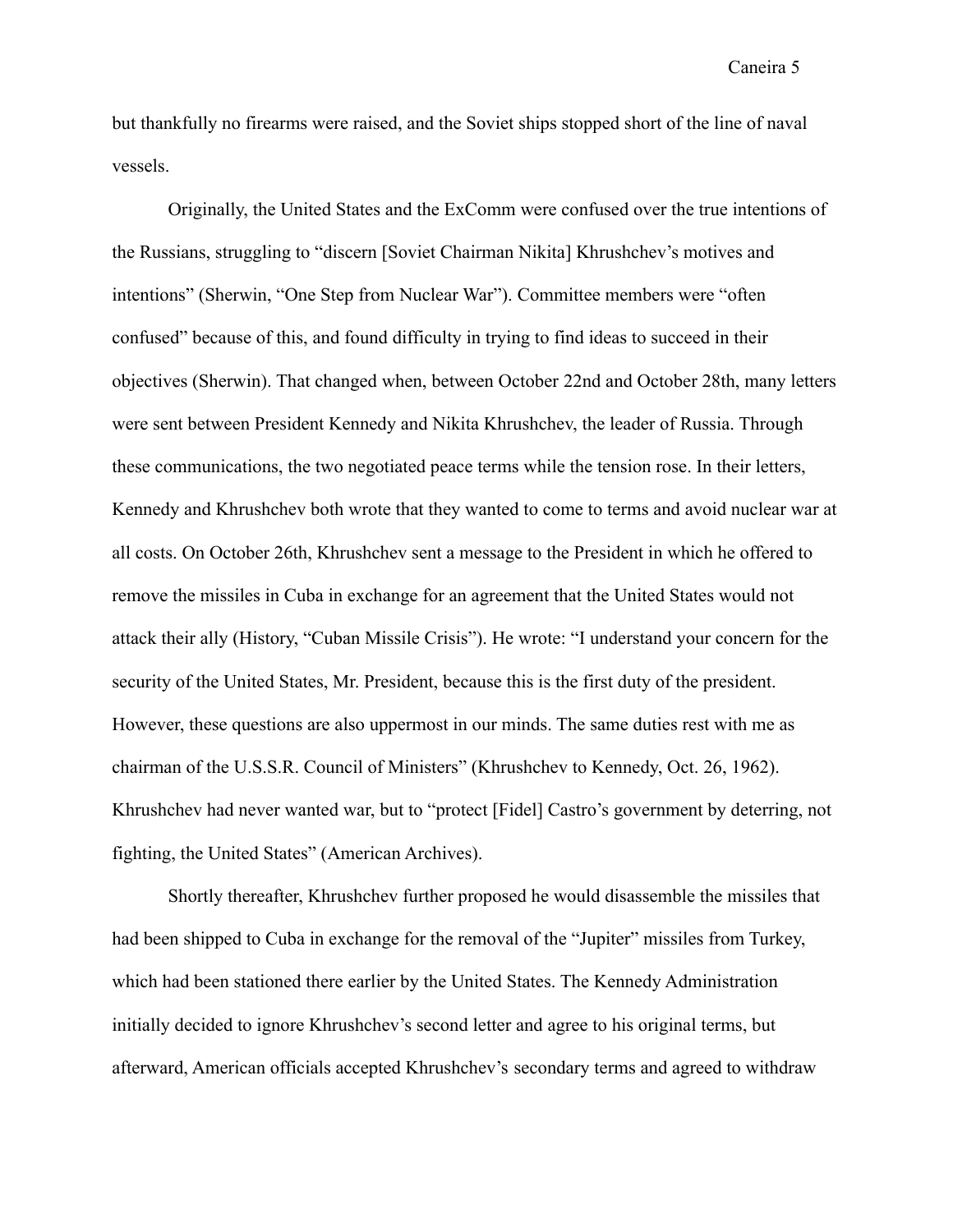but thankfully no firearms were raised, and the Soviet ships stopped short of the line of naval vessels.

Originally, the United States and the ExComm were confused over the true intentions of the Russians, struggling to "discern [Soviet Chairman Nikita] Khrushchev's motives and intentions" (Sherwin, "One Step from Nuclear War"). Committee members were "often confused" because of this, and found difficulty in trying to find ideas to succeed in their objectives (Sherwin). That changed when, between October 22nd and October 28th, many letters were sent between President Kennedy and Nikita Khrushchev, the leader of Russia. Through these communications, the two negotiated peace terms while the tension rose. In their letters, Kennedy and Khrushchev both wrote that they wanted to come to terms and avoid nuclear war at all costs. On October 26th, Khrushchev sent a message to the President in which he offered to remove the missiles in Cuba in exchange for an agreement that the United States would not attack their ally (History, "Cuban Missile Crisis"). He wrote: "I understand your concern for the security of the United States, Mr. President, because this is the first duty of the president. However, these questions are also uppermost in our minds. The same duties rest with me as chairman of the U.S.S.R. Council of Ministers" (Khrushchev to Kennedy, Oct. 26, 1962). Khrushchev had never wanted war, but to "protect [Fidel] Castro's government by deterring, not fighting, the United States" (American Archives).

Shortly thereafter, Khrushchev further proposed he would disassemble the missiles that had been shipped to Cuba in exchange for the removal of the "Jupiter" missiles from Turkey, which had been stationed there earlier by the United States. The Kennedy Administration initially decided to ignore Khrushchev's second letter and agree to his original terms, but afterward, American officials accepted Khrushchev's secondary terms and agreed to withdraw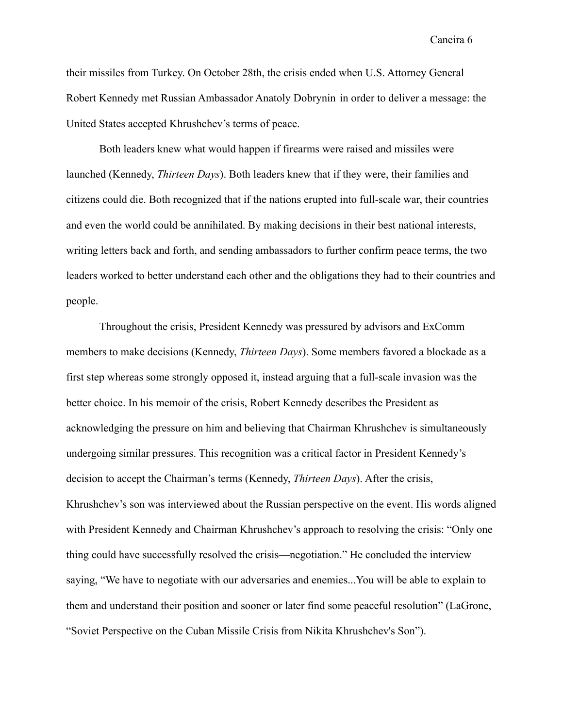their missiles from Turkey. On October 28th, the crisis ended when U.S. Attorney General Robert Kennedy met Russian Ambassador Anatoly Dobrynin in order to deliver a message: the United States accepted Khrushchev's terms of peace.

Both leaders knew what would happen if firearms were raised and missiles were launched (Kennedy, *Thirteen Days*). Both leaders knew that if they were, their families and citizens could die. Both recognized that if the nations erupted into full-scale war, their countries and even the world could be annihilated. By making decisions in their best national interests, writing letters back and forth, and sending ambassadors to further confirm peace terms, the two leaders worked to better understand each other and the obligations they had to their countries and people.

Throughout the crisis, President Kennedy was pressured by advisors and ExComm members to make decisions (Kennedy, *Thirteen Days*). Some members favored a blockade as a first step whereas some strongly opposed it, instead arguing that a full-scale invasion was the better choice. In his memoir of the crisis, Robert Kennedy describes the President as acknowledging the pressure on him and believing that Chairman Khrushchev is simultaneously undergoing similar pressures. This recognition was a critical factor in President Kennedy's decision to accept the Chairman's terms (Kennedy, *Thirteen Days*). After the crisis, Khrushchev's son was interviewed about the Russian perspective on the event. His words aligned with President Kennedy and Chairman Khrushchev's approach to resolving the crisis: "Only one thing could have successfully resolved the crisis—negotiation." He concluded the interview saying, "We have to negotiate with our adversaries and enemies...You will be able to explain to them and understand their position and sooner or later find some peaceful resolution" (LaGrone, "Soviet Perspective on the Cuban Missile Crisis from Nikita Khrushchev's Son").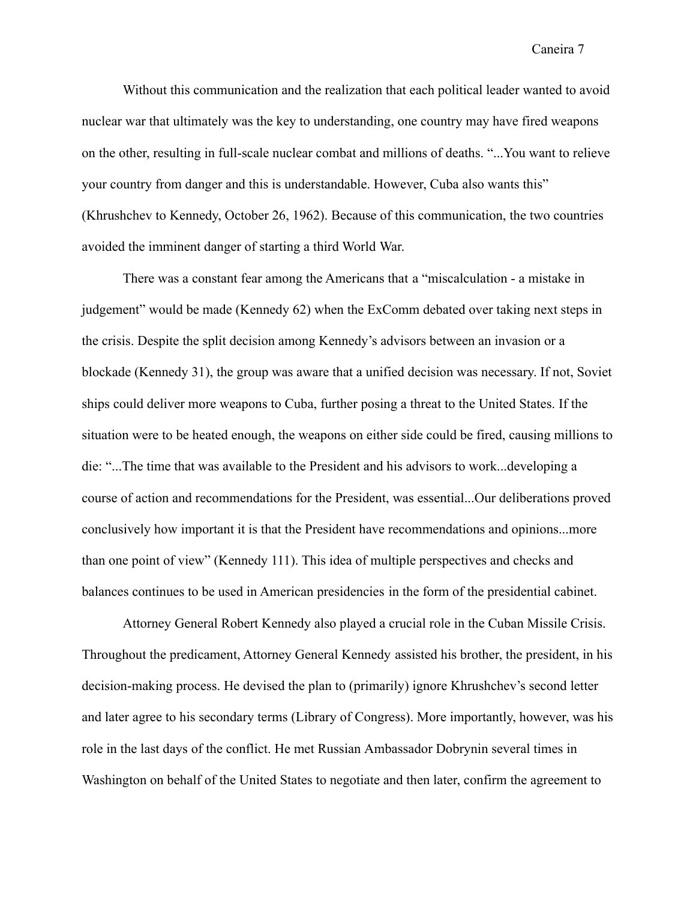Without this communication and the realization that each political leader wanted to avoid nuclear war that ultimately was the key to understanding, one country may have fired weapons on the other, resulting in full-scale nuclear combat and millions of deaths. "...You want to relieve your country from danger and this is understandable. However, Cuba also wants this" (Khrushchev to Kennedy, October 26, 1962). Because of this communication, the two countries avoided the imminent danger of starting a third World War.

There was a constant fear among the Americans that a "miscalculation - a mistake in judgement" would be made (Kennedy 62) when the ExComm debated over taking next steps in the crisis. Despite the split decision among Kennedy's advisors between an invasion or a blockade (Kennedy 31), the group was aware that a unified decision was necessary. If not, Soviet ships could deliver more weapons to Cuba, further posing a threat to the United States. If the situation were to be heated enough, the weapons on either side could be fired, causing millions to die: "...The time that was available to the President and his advisors to work...developing a course of action and recommendations for the President, was essential...Our deliberations proved conclusively how important it is that the President have recommendations and opinions...more than one point of view" (Kennedy 111). This idea of multiple perspectives and checks and balances continues to be used in American presidencies in the form of the presidential cabinet.

Attorney General Robert Kennedy also played a crucial role in the Cuban Missile Crisis. Throughout the predicament, Attorney General Kennedy assisted his brother, the president, in his decision-making process. He devised the plan to (primarily) ignore Khrushchev's second letter and later agree to his secondary terms (Library of Congress). More importantly, however, was his role in the last days of the conflict. He met Russian Ambassador Dobrynin several times in Washington on behalf of the United States to negotiate and then later, confirm the agreement to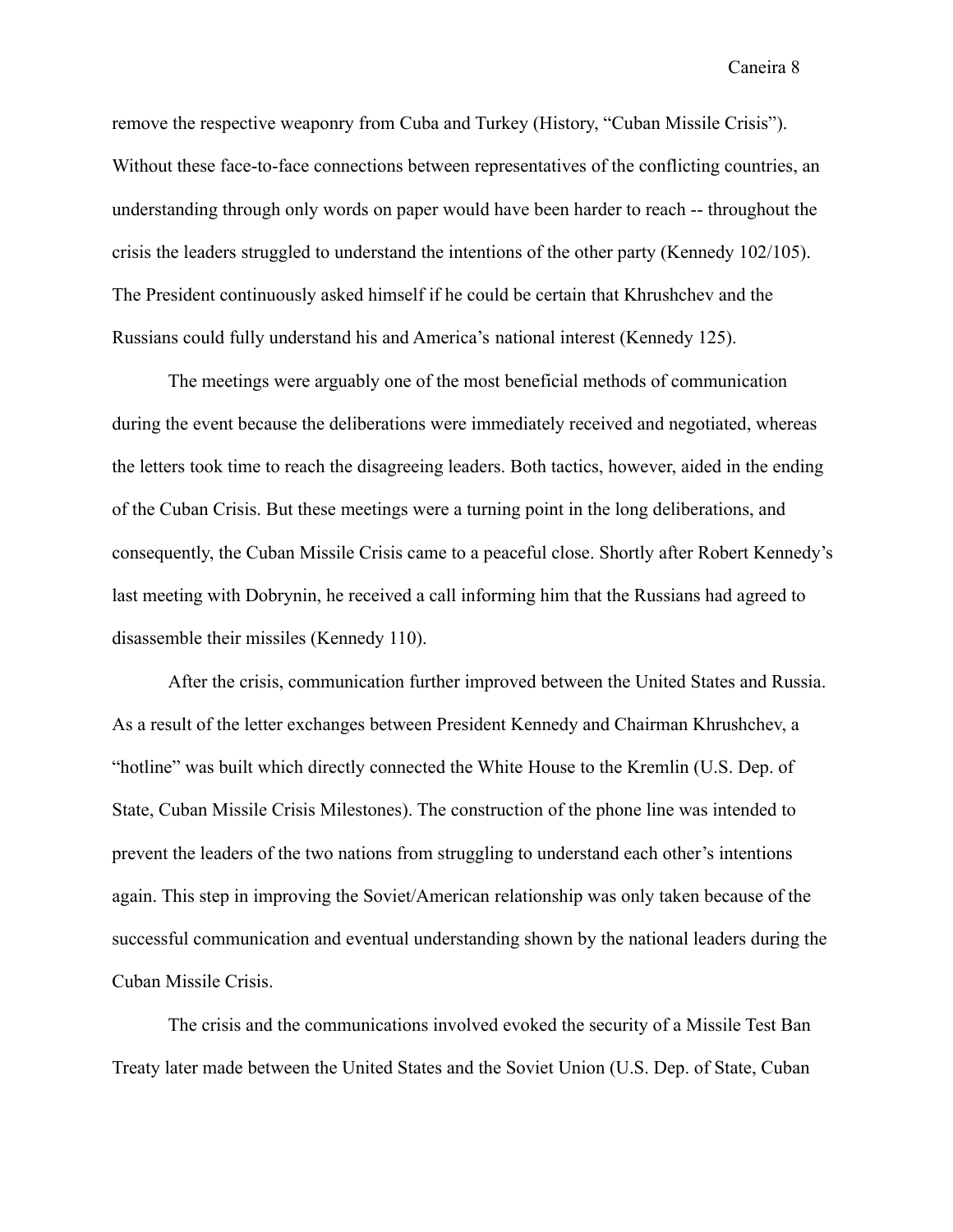remove the respective weaponry from Cuba and Turkey (History, “Cuban Missile Crisis”). Without these face-to-face connections between representatives of the conflicting countries, an understanding through only words on paper would have been harder to reach -- throughout the crisis the leaders struggled to understand the intentions of the other party (Kennedy 102/105). The President continuously asked himself if he could be certain that Khrushchev and the Russians could fully understand his and America’s national interest (Kennedy 125).

The meetings were arguably one of the most beneficial methods of communication during the event because the deliberations were immediately received and negotiated, whereas the letters took time to reach the disagreeing leaders. Both tactics, however, aided in the ending of the Cuban Crisis. But these meetings were a turning point in the long deliberations, and consequently, the Cuban Missile Crisis came to a peaceful close. Shortly after Robert Kennedy’s last meeting with Dobrynin, he received a call informing him that the Russians had agreed to disassemble their missiles (Kennedy 110).

After the crisis, communication further improved between the United States and Russia. As a result of the letter exchanges between President Kennedy and Chairman Khrushchev, a “hotline” was built which directly connected the White House to the Kremlin (U.S. Dep. of State, Cuban Missile Crisis Milestones). The construction of the phone line was intended to prevent the leaders of the two nations from struggling to understand each other’s intentions again. This step in improving the Soviet/American relationship was only taken because of the successful communication and eventual understanding shown by the national leaders during the Cuban Missile Crisis.

The crisis and the communications involved evoked the security of a Missile Test Ban Treaty later made between the United States and the Soviet Union (U.S. Dep. of State, Cuban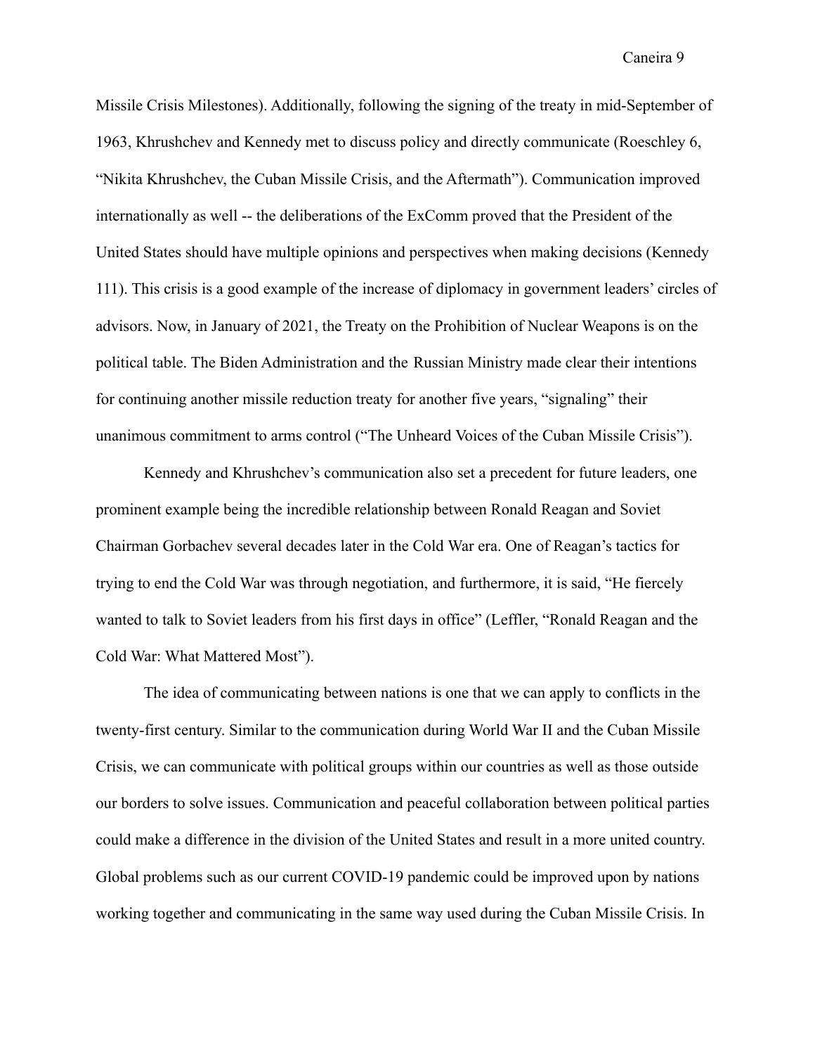Missile Crisis Milestones). Additionally, following the signing of the treaty in mid-September of 1963, Khrushchev and Kennedy met to discuss policy and directly communicate (Roeschley 6, "Nikita Khrushchev, the Cuban Missile Crisis, and the Aftermath"). Communication improved internationally as well -- the deliberations of the ExComm proved that the President of the United States should have multiple opinions and perspectives when making decisions (Kennedy 111). This crisis is a good example of the increase of diplomacy in government leaders' circles of advisors. Now, in January of 2021, the Treaty on the Prohibition of Nuclear Weapons is on the political table. The Biden Administration and the Russian Ministry made clear their intentions for continuing another missile reduction treaty for another five years, "signaling" their unanimous commitment to arms control ("The Unheard Voices of the Cuban Missile Crisis").

Kennedy and Khrushchev's communication also set a precedent for future leaders, one prominent example being the incredible relationship between Ronald Reagan and Soviet Chairman Gorbachev several decades later in the Cold War era. One of Reagan's tactics for trying to end the Cold War was through negotiation, and furthermore, it is said, "He fiercely wanted to talk to Soviet leaders from his first days in office" (Leffler, "Ronald Reagan and the Cold War: What Mattered Most").

The idea of communicating between nations is one that we can apply to conflicts in the twenty-first century. Similar to the communication during World War II and the Cuban Missile Crisis, we can communicate with political groups within our countries as well as those outside our borders to solve issues. Communication and peaceful collaboration between political parties could make a difference in the division of the United States and result in a more united country. Global problems such as our current COVID-19 pandemic could be improved upon by nations working together and communicating in the same way used during the Cuban Missile Crisis. In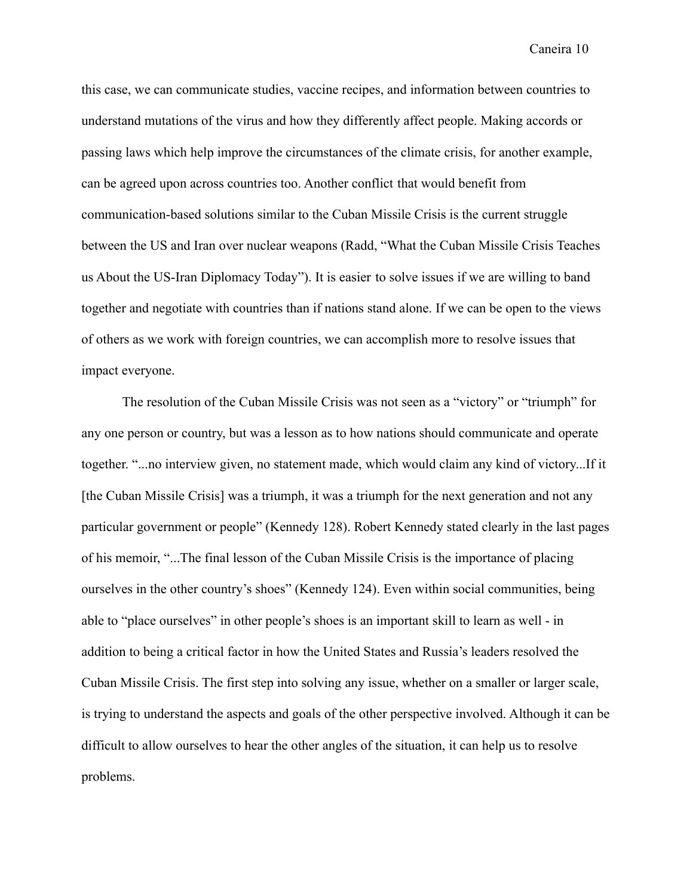this case, we can communicate studies, vaccine recipes, and information between countries to understand mutations of the virus and how they differently affect people. Making accords or passing laws which help improve the circumstances of the climate crisis, for another example, can be agreed upon across countries too. Another conflict that would benefit from communication-based solutions similar to the Cuban Missile Crisis is the current struggle between the US and Iran over nuclear weapons (Radd, "What the Cuban Missile Crisis Teaches us About the US-Iran Diplomacy Today"). It is easier to solve issues if we are willing to band together and negotiate with countries than if nations stand alone. If we can be open to the views of others as we work with foreign countries, we can accomplish more to resolve issues that impact everyone.

The resolution of the Cuban Missile Crisis was not seen as a "victory" or "triumph" for any one person or country, but was a lesson as to how nations should communicate and operate together. "...no interview given, no statement made, which would claim any kind of victory...If it [the Cuban Missile Crisis] was a triumph, it was a triumph for the next generation and not any particular government or people" (Kennedy 128). Robert Kennedy stated clearly in the last pages of his memoir, "...The final lesson of the Cuban Missile Crisis is the importance of placing ourselves in the other country's shoes" (Kennedy 124). Even within social communities, being able to "place ourselves" in other people's shoes is an important skill to learn as well - in addition to being a critical factor in how the United States and Russia's leaders resolved the Cuban Missile Crisis. The first step into solving any issue, whether on a smaller or larger scale, is trying to understand the aspects and goals of the other perspective involved. Although it can be difficult to allow ourselves to hear the other angles of the situation, it can help us to resolve problems.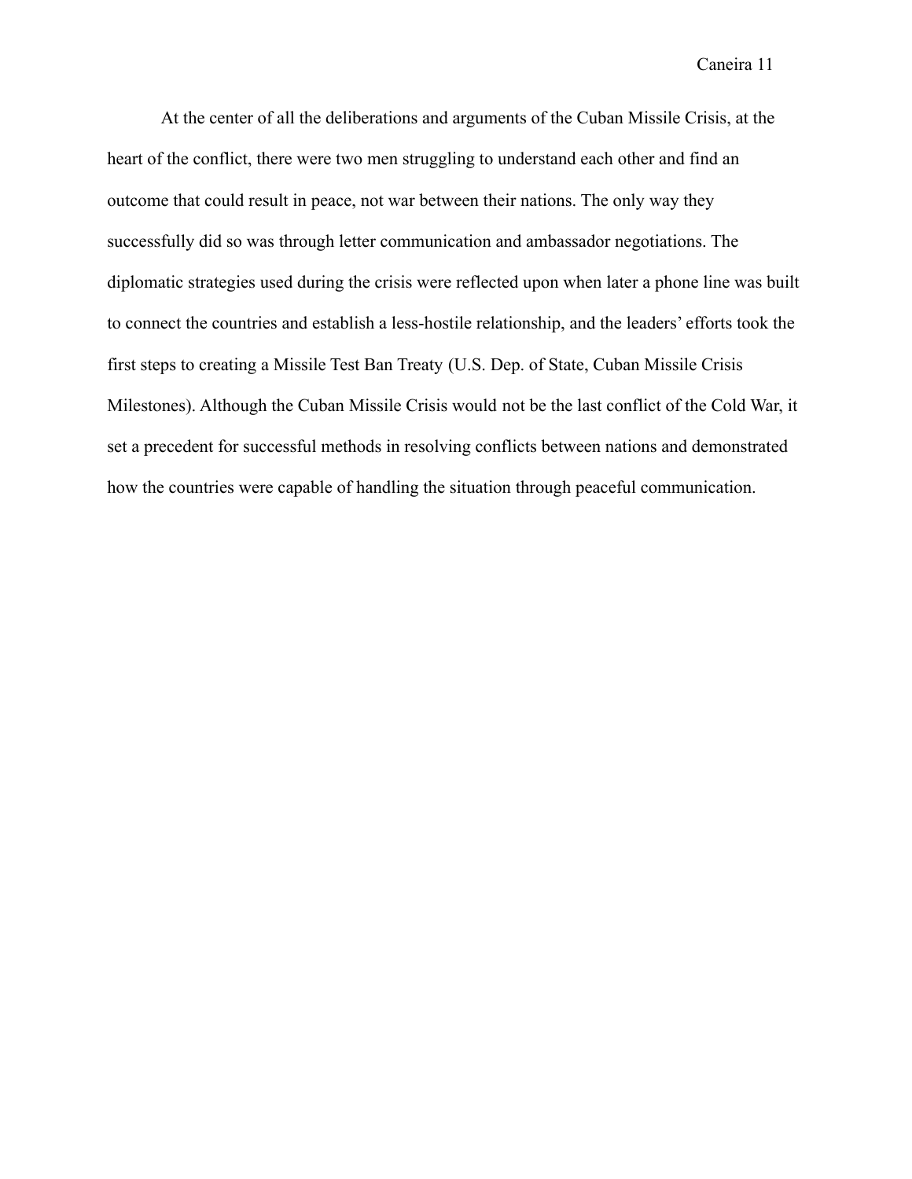At the center of all the deliberations and arguments of the Cuban Missile Crisis, at the heart of the conflict, there were two men struggling to understand each other and find an outcome that could result in peace, not war between their nations. The only way they successfully did so was through letter communication and ambassador negotiations. The diplomatic strategies used during the crisis were reflected upon when later a phone line was built to connect the countries and establish a less-hostile relationship, and the leaders' efforts took the first steps to creating a Missile Test Ban Treaty (U.S. Dep. of State, Cuban Missile Crisis Milestones). Although the Cuban Missile Crisis would not be the last conflict of the Cold War, it set a precedent for successful methods in resolving conflicts between nations and demonstrated how the countries were capable of handling the situation through peaceful communication.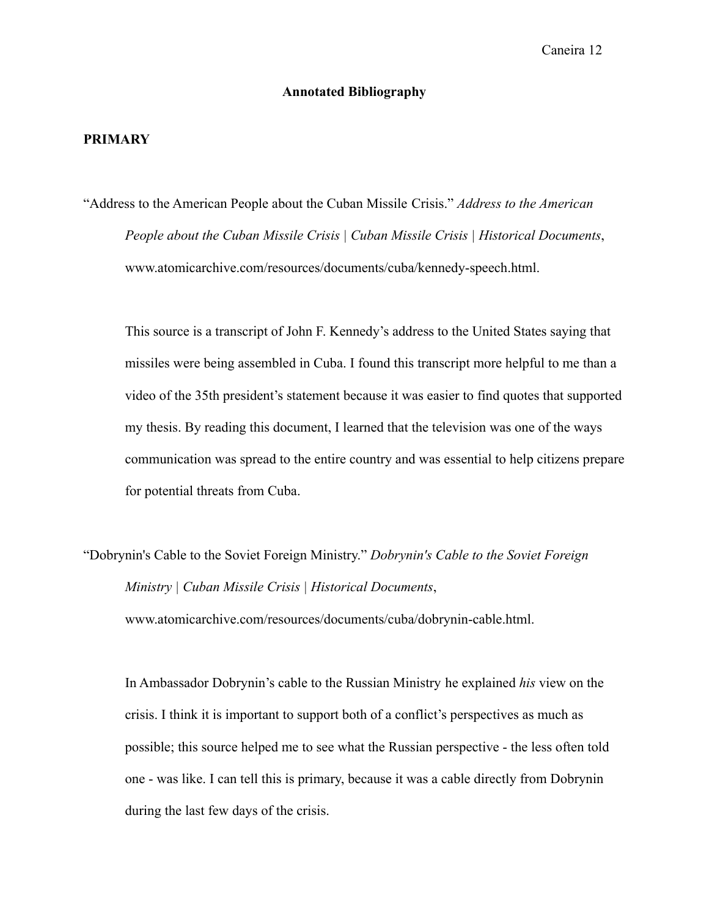## Annotated Bibliography

### PRIMARY

"Address to the American People about the Cuban Missile Crisis." *Address to the American People about the Cuban Missile Crisis | Cuban Missile Crisis | Historical Documents*, www.atomicarchive.com/resources/documents/cuba/kennedy-speech.html.

This source is a transcript of John F. Kennedy's address to the United States saying that missiles were being assembled in Cuba. I found this transcript more helpful to me than a video of the 35th president's statement because it was easier to find quotes that supported my thesis. By reading this document, I learned that the television was one of the ways communication was spread to the entire country and was essential to help citizens prepare for potential threats from Cuba.

"Dobrynin's Cable to the Soviet Foreign Ministry." *Dobrynin's Cable to the Soviet Foreign Ministry | Cuban Missile Crisis | Historical Documents*, www.atomicarchive.com/resources/documents/cuba/dobrynin-cable.html.

In Ambassador Dobrynin's cable to the Russian Ministry he explained *his* view on the crisis. I think it is important to support both of a conflict's perspectives as much as possible; this source helped me to see what the Russian perspective - the less often told one - was like. I can tell this is primary, because it was a cable directly from Dobrynin during the last few days of the crisis.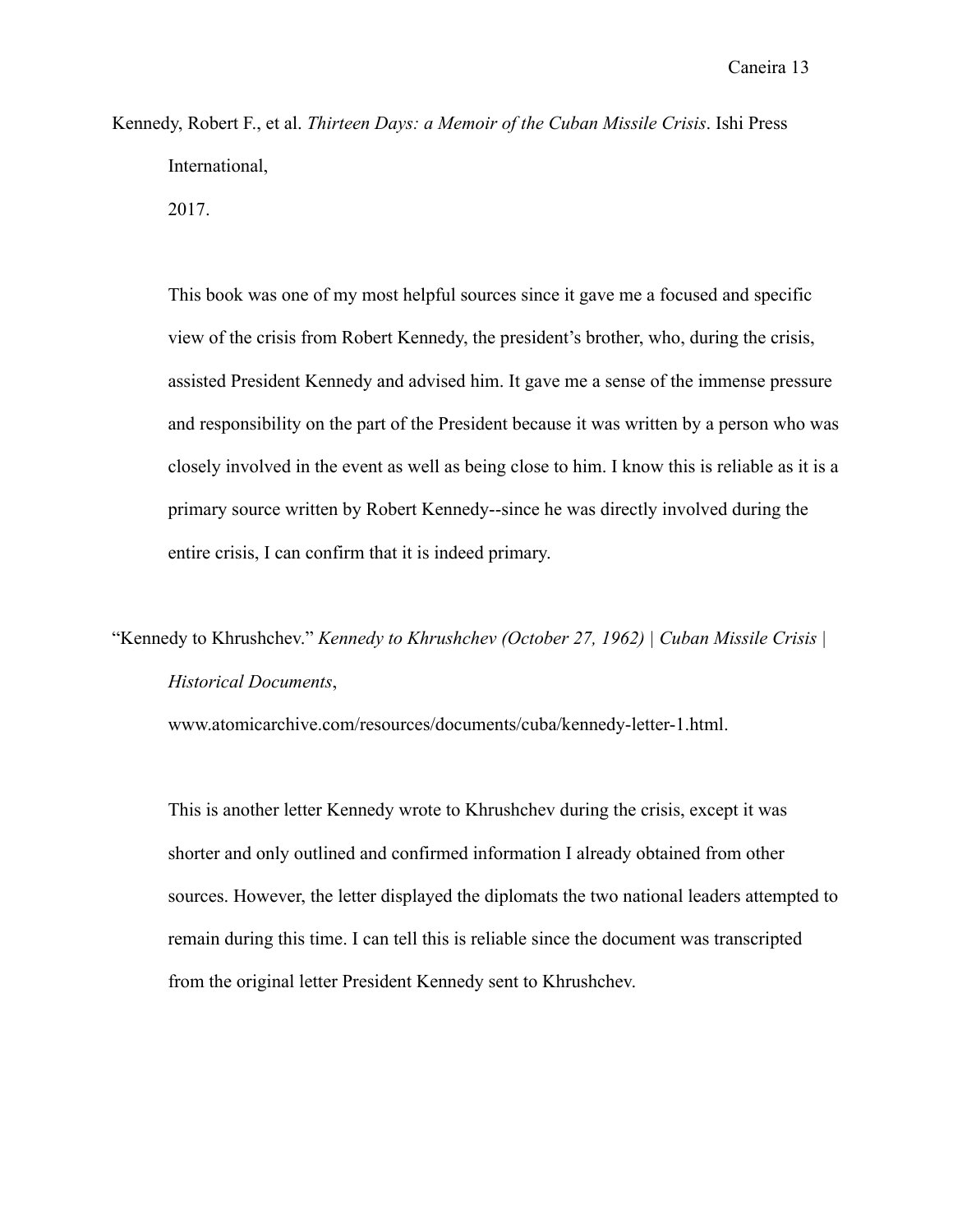Kennedy, Robert F., et al. *Thirteen Days: a Memoir of the Cuban Missile Crisis*. Ishi Press International, 2017.

This book was one of my most helpful sources since it gave me a focused and specific view of the crisis from Robert Kennedy, the president's brother, who, during the crisis, assisted President Kennedy and advised him. It gave me a sense of the immense pressure and responsibility on the part of the President because it was written by a person who was closely involved in the event as well as being close to him. I know this is reliable as it is a primary source written by Robert Kennedy--since he was directly involved during the entire crisis, I can confirm that it is indeed primary.

"Kennedy to Khrushchev." *Kennedy to Khrushchev (October 27, 1962) | Cuban Missile Crisis | Historical Documents*, www.atomicarchive.com/resources/documents/cuba/kennedy-letter-1.html.

This is another letter Kennedy wrote to Khrushchev during the crisis, except it was shorter and only outlined and confirmed information I already obtained from other sources. However, the letter displayed the diplomats the two national leaders attempted to remain during this time. I can tell this is reliable since the document was transcripted from the original letter President Kennedy sent to Khrushchev.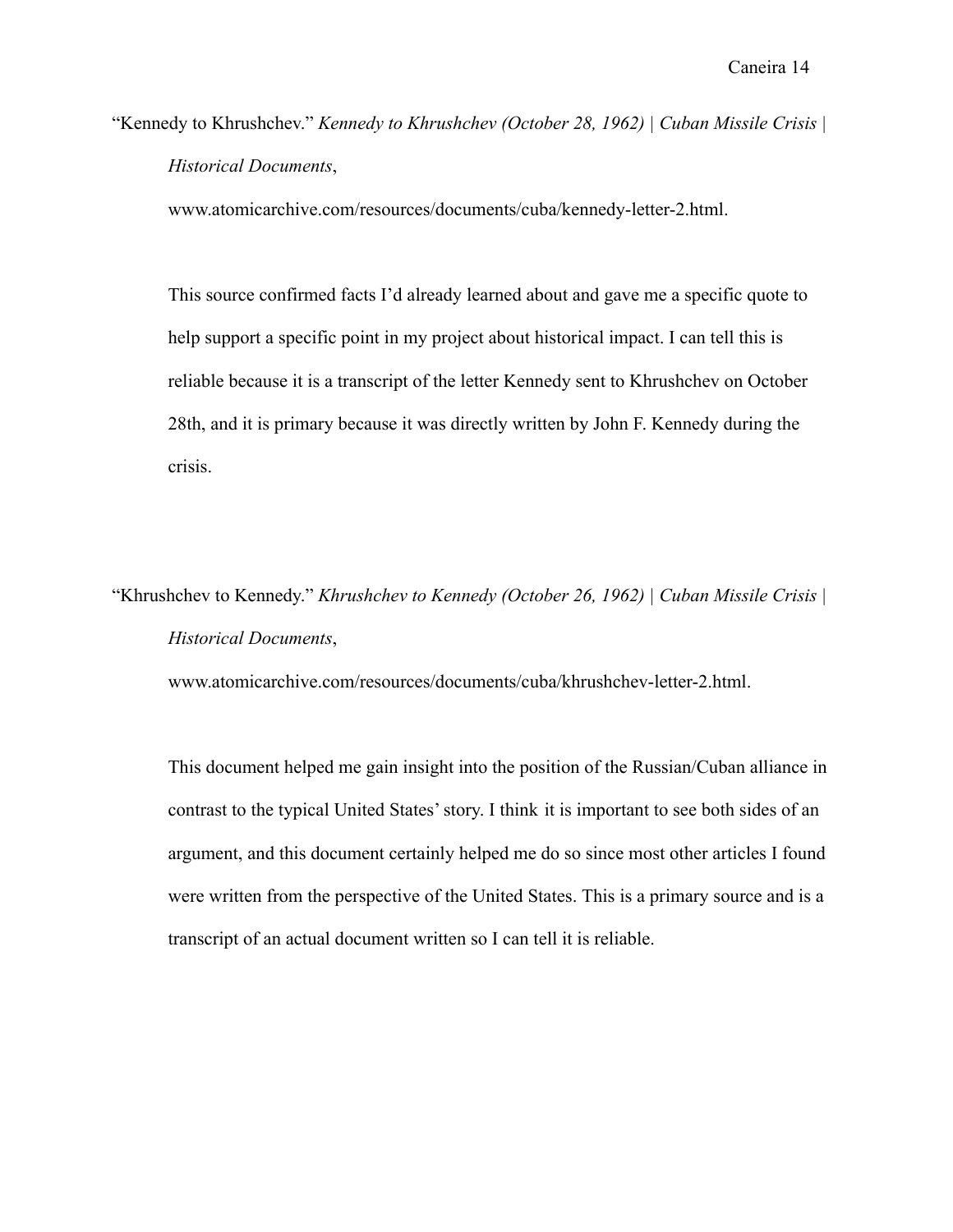"Kennedy to Khrushchev." *Kennedy to Khrushchev (October 28, 1962) | Cuban Missile Crisis | Historical Documents*, www.atomicarchive.com/resources/documents/cuba/kennedy-letter-2.html.

This source confirmed facts I'd already learned about and gave me a specific quote to help support a specific point in my project about historical impact. I can tell this is reliable because it is a transcript of the letter Kennedy sent to Khrushchev on October 28th, and it is primary because it was directly written by John F. Kennedy during the crisis.

"Khrushchev to Kennedy." *Khrushchev to Kennedy (October 26, 1962) | Cuban Missile Crisis | Historical Documents*, www.atomicarchive.com/resources/documents/cuba/khrushchev-letter-2.html.

This document helped me gain insight into the position of the Russian/Cuban alliance in contrast to the typical United States' story. I think it is important to see both sides of an argument, and this document certainly helped me do so since most other articles I found were written from the perspective of the United States. This is a primary source and is a transcript of an actual document written so I can tell it is reliable.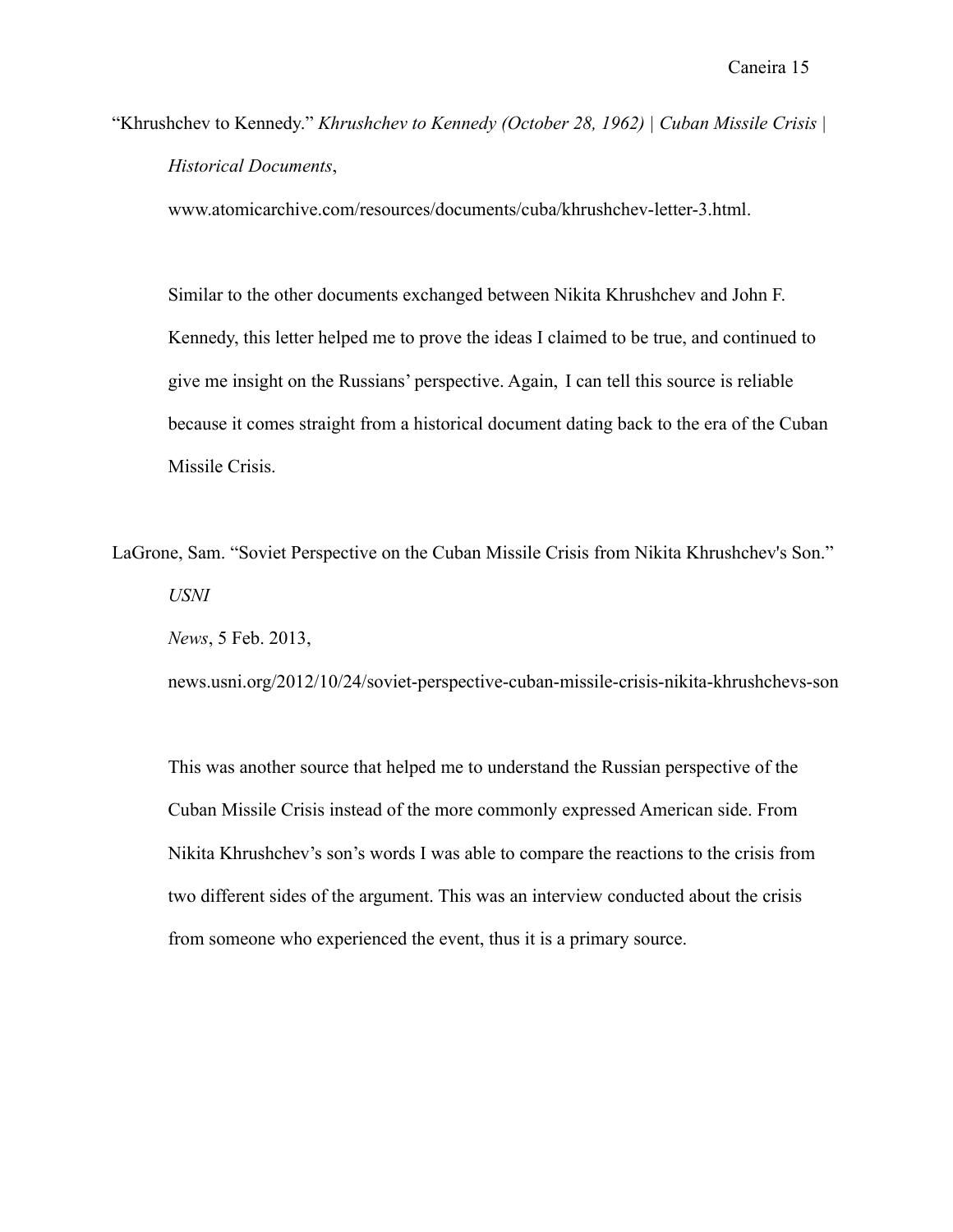"Khrushchev to Kennedy." *Khrushchev to Kennedy (October 28, 1962) | Cuban Missile Crisis | Historical Documents*, www.atomicarchive.com/resources/documents/cuba/khrushchev-letter-3.html.

Similar to the other documents exchanged between Nikita Khrushchev and John F. Kennedy, this letter helped me to prove the ideas I claimed to be true, and continued to give me insight on the Russians' perspective. Again, I can tell this source is reliable because it comes straight from a historical document dating back to the era of the Cuban Missile Crisis.

LaGrone, Sam. "Soviet Perspective on the Cuban Missile Crisis from Nikita Khrushchev's Son." *USNI News*, 5 Feb. 2013, news.usni.org/2012/10/24/soviet-perspective-cuban-missile-crisis-nikita-khrushchevs-son

This was another source that helped me to understand the Russian perspective of the Cuban Missile Crisis instead of the more commonly expressed American side. From Nikita Khrushchev's son's words I was able to compare the reactions to the crisis from two different sides of the argument. This was an interview conducted about the crisis from someone who experienced the event, thus it is a primary source.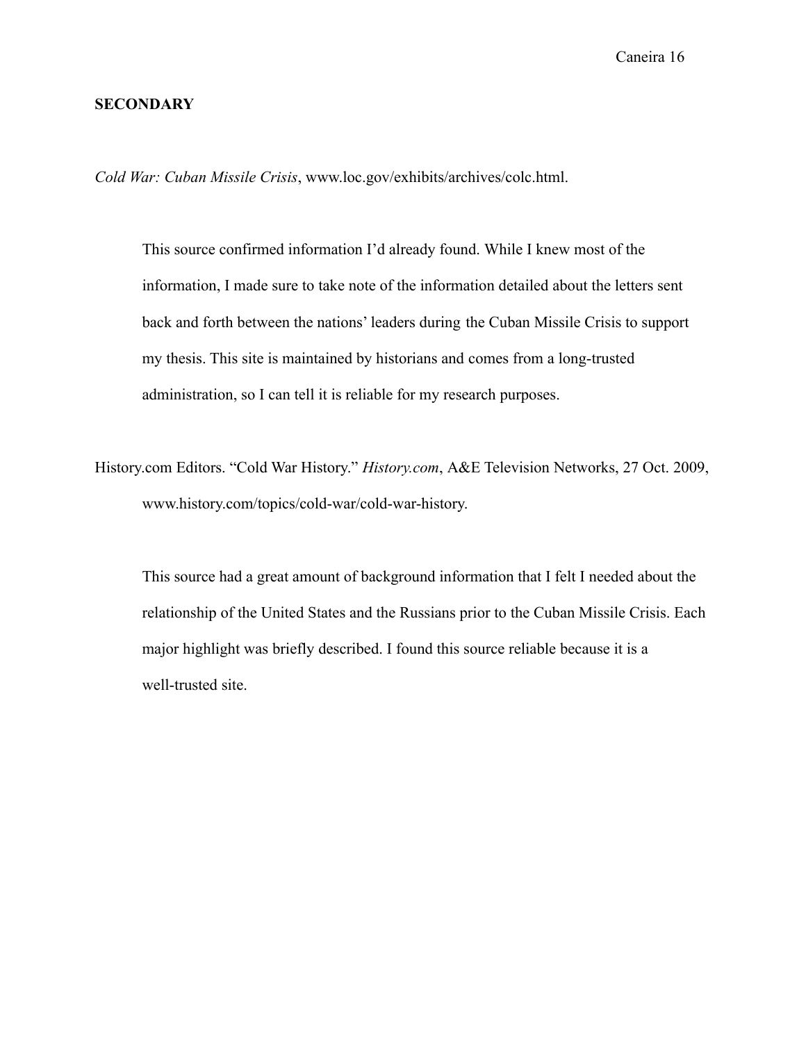**SECONDARY**

*Cold War: Cuban Missile Crisis*, www.loc.gov/exhibits/archives/colc.html.

> This source confirmed information I'd already found. While I knew most of the information, I made sure to take note of the information detailed about the letters sent back and forth between the nations' leaders during the Cuban Missile Crisis to support my thesis. This site is maintained by historians and comes from a long-trusted administration, so I can tell it is reliable for my research purposes.

History.com Editors. "Cold War History." *History.com*, A&E Television Networks, 27 Oct. 2009, www.history.com/topics/cold-war/cold-war-history.

> This source had a great amount of background information that I felt I needed about the relationship of the United States and the Russians prior to the Cuban Missile Crisis. Each major highlight was briefly described. I found this source reliable because it is a well-trusted site.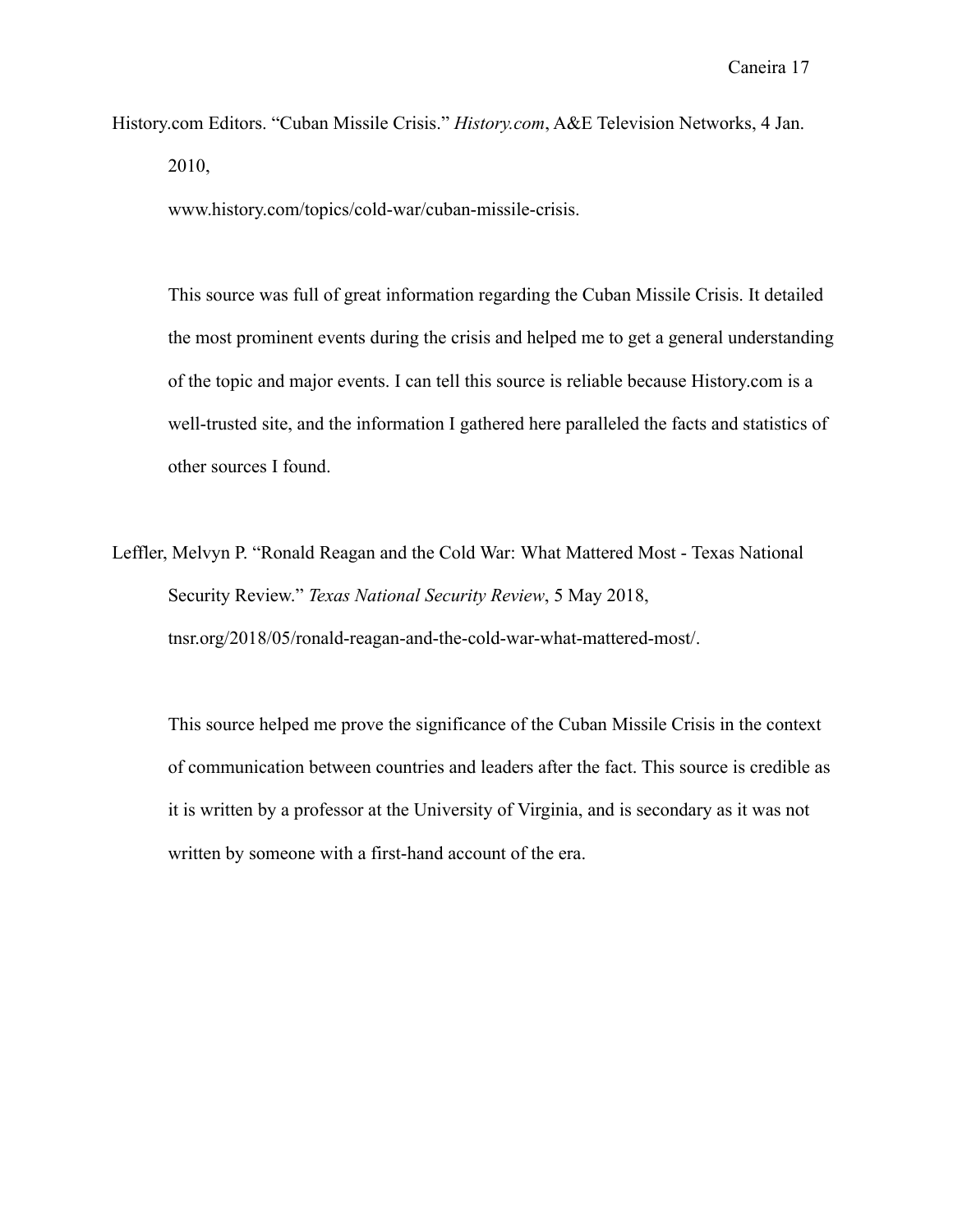History.com Editors. "Cuban Missile Crisis." *History.com*, A&E Television Networks, 4 Jan. 2010, www.history.com/topics/cold-war/cuban-missile-crisis.

This source was full of great information regarding the Cuban Missile Crisis. It detailed the most prominent events during the crisis and helped me to get a general understanding of the topic and major events. I can tell this source is reliable because History.com is a well-trusted site, and the information I gathered here paralleled the facts and statistics of other sources I found.

Leffler, Melvyn P. "Ronald Reagan and the Cold War: What Mattered Most - Texas National Security Review." *Texas National Security Review*, 5 May 2018, tnsr.org/2018/05/ronald-reagan-and-the-cold-war-what-mattered-most/.

This source helped me prove the significance of the Cuban Missile Crisis in the context of communication between countries and leaders after the fact. This source is credible as it is written by a professor at the University of Virginia, and is secondary as it was not written by someone with a first-hand account of the era.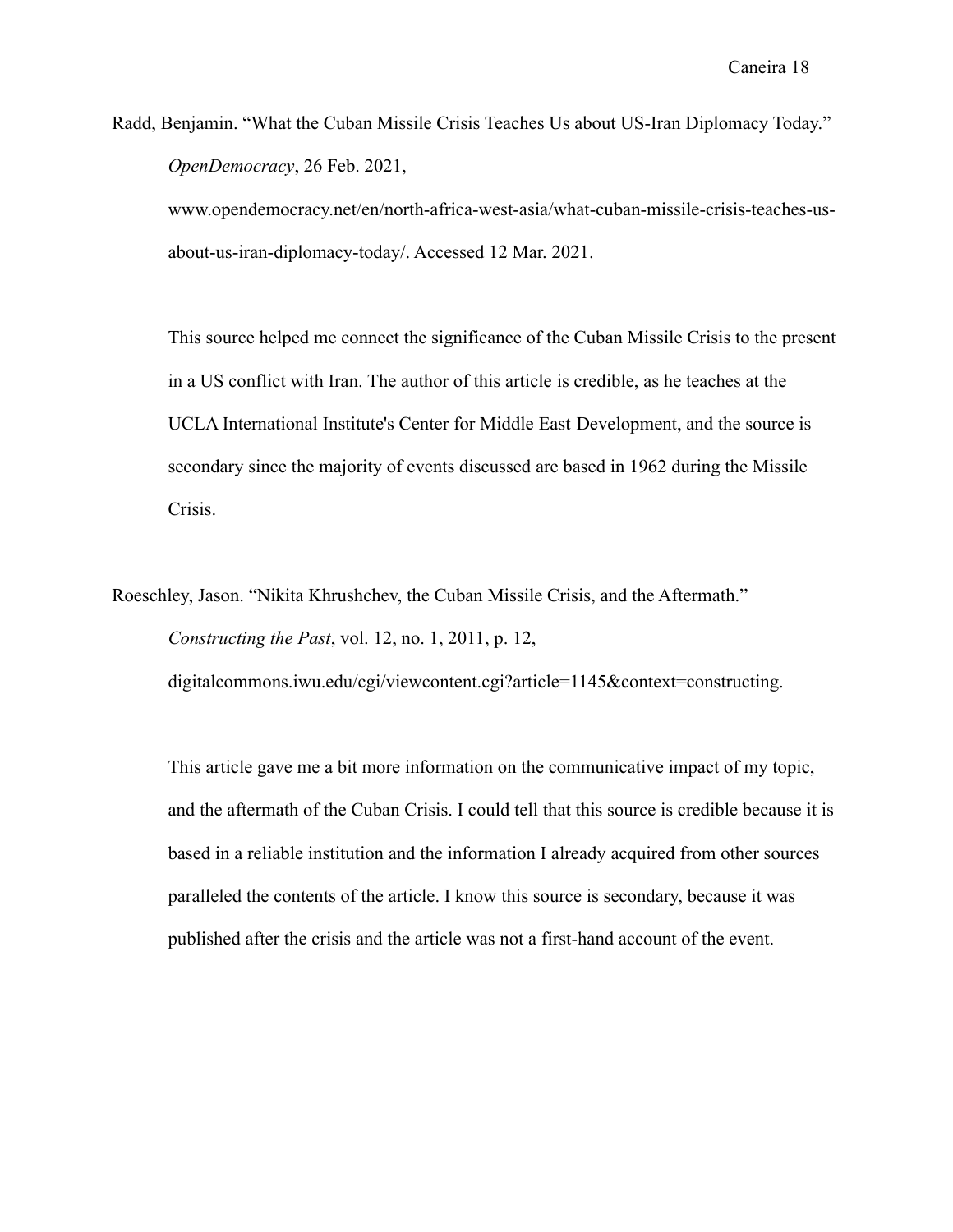Radd, Benjamin. "What the Cuban Missile Crisis Teaches Us about US-Iran Diplomacy Today." *OpenDemocracy*, 26 Feb. 2021, www.opendemocracy.net/en/north-africa-west-asia/what-cuban-missile-crisis-teaches-us-about-us-iran-diplomacy-today/. Accessed 12 Mar. 2021.

This source helped me connect the significance of the Cuban Missile Crisis to the present in a US conflict with Iran. The author of this article is credible, as he teaches at the UCLA International Institute's Center for Middle East Development, and the source is secondary since the majority of events discussed are based in 1962 during the Missile Crisis.

Roeschley, Jason. "Nikita Khrushchev, the Cuban Missile Crisis, and the Aftermath." *Constructing the Past*, vol. 12, no. 1, 2011, p. 12, digitalcommons.iwu.edu/cgi/viewcontent.cgi?article=1145&context=constructing.

This article gave me a bit more information on the communicative impact of my topic, and the aftermath of the Cuban Crisis. I could tell that this source is credible because it is based in a reliable institution and the information I already acquired from other sources paralleled the contents of the article. I know this source is secondary, because it was published after the crisis and the article was not a first-hand account of the event.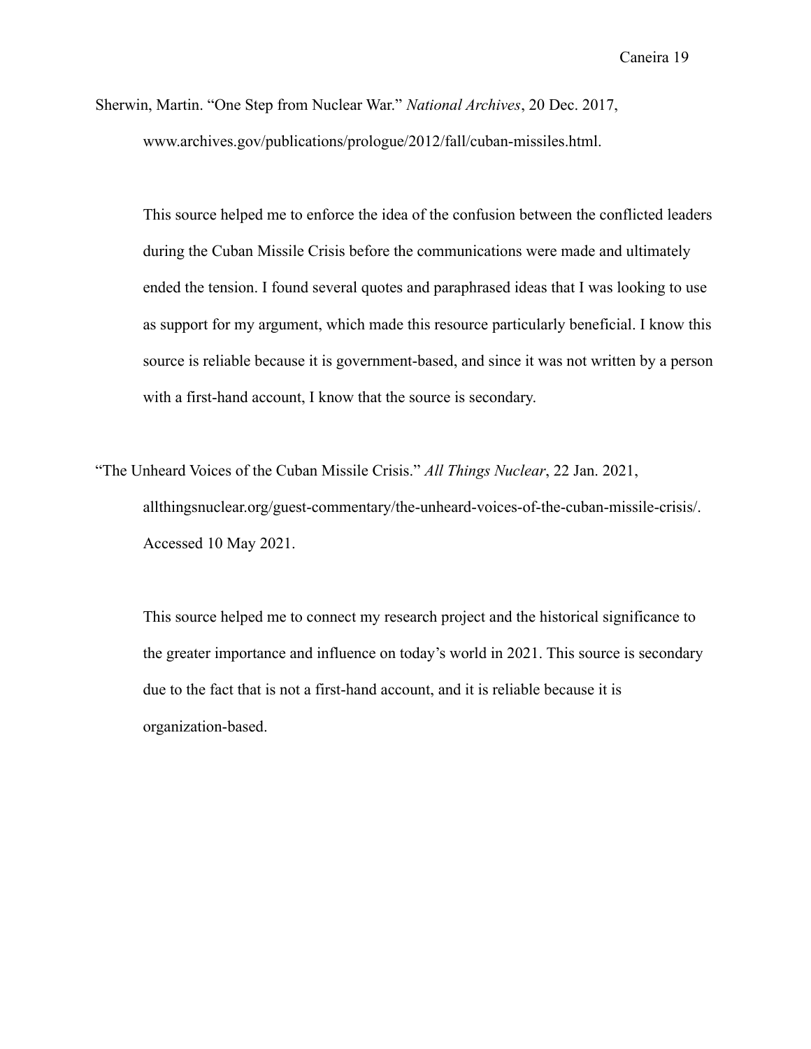Sherwin, Martin. "One Step from Nuclear War." *National Archives*, 20 Dec. 2017, www.archives.gov/publications/prologue/2012/fall/cuban-missiles.html.

This source helped me to enforce the idea of the confusion between the conflicted leaders during the Cuban Missile Crisis before the communications were made and ultimately ended the tension. I found several quotes and paraphrased ideas that I was looking to use as support for my argument, which made this resource particularly beneficial. I know this source is reliable because it is government-based, and since it was not written by a person with a first-hand account, I know that the source is secondary.

"The Unheard Voices of the Cuban Missile Crisis." *All Things Nuclear*, 22 Jan. 2021, allthingsnuclear.org/guest-commentary/the-unheard-voices-of-the-cuban-missile-crisis/. Accessed 10 May 2021.

This source helped me to connect my research project and the historical significance to the greater importance and influence on today's world in 2021. This source is secondary due to the fact that is not a first-hand account, and it is reliable because it is organization-based.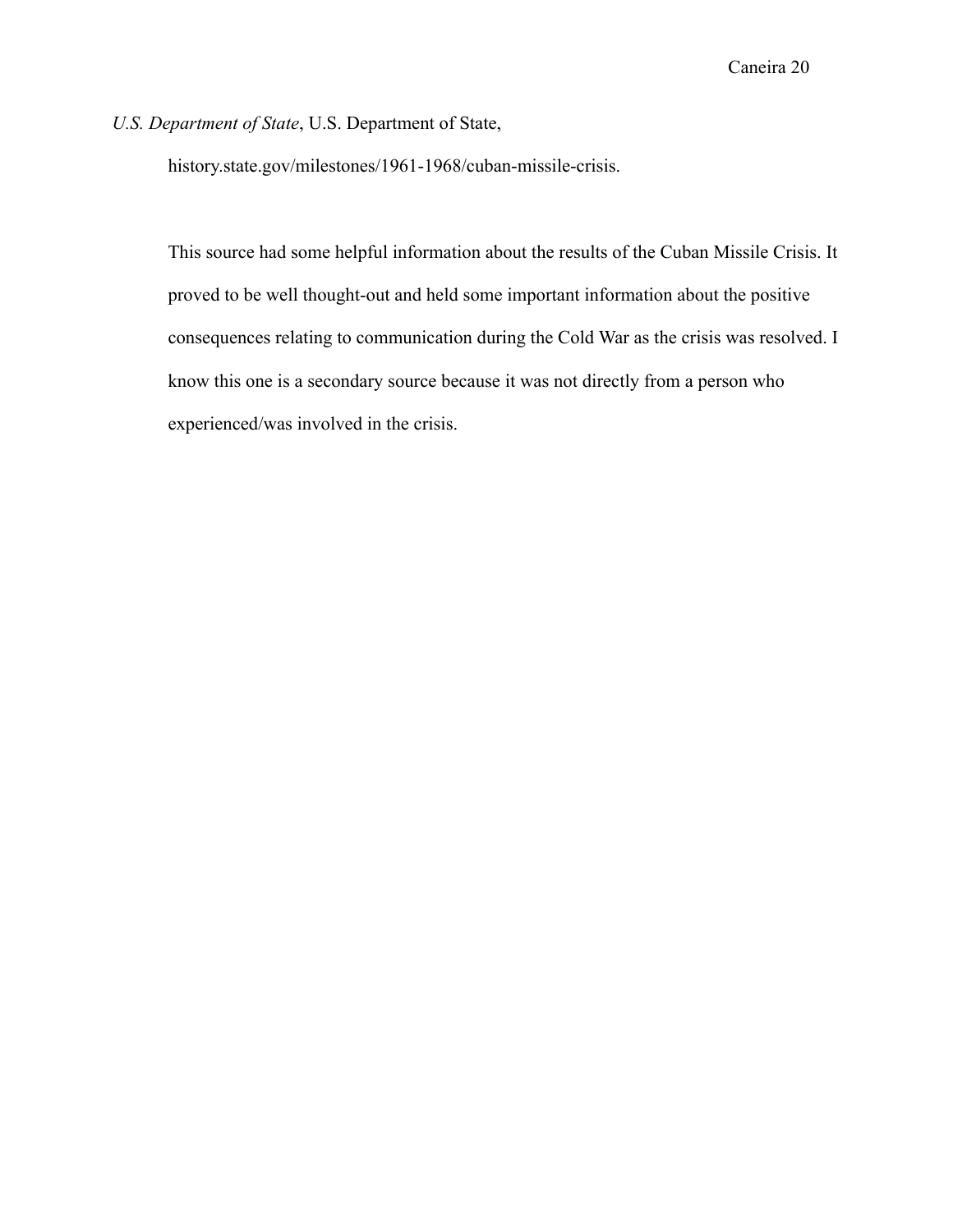*U.S. Department of State*, U.S. Department of State, history.state.gov/milestones/1961-1968/cuban-missile-crisis.

This source had some helpful information about the results of the Cuban Missile Crisis. It proved to be well thought-out and held some important information about the positive consequences relating to communication during the Cold War as the crisis was resolved. I know this one is a secondary source because it was not directly from a person who experienced/was involved in the crisis.